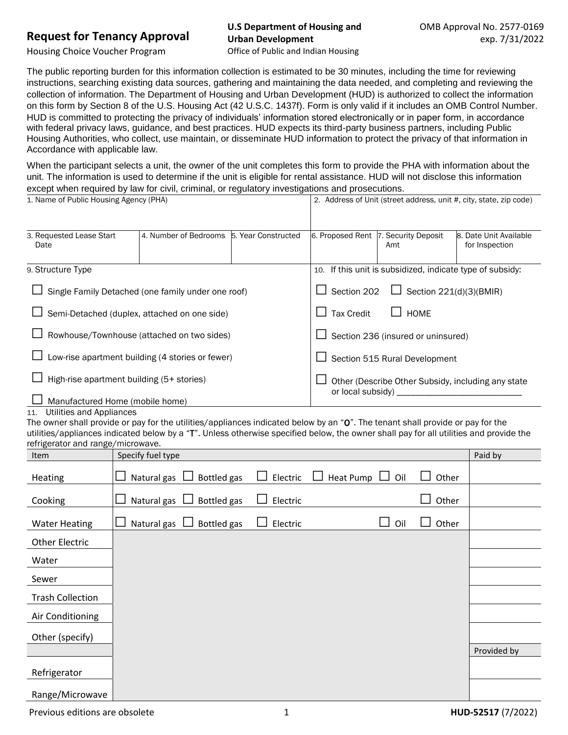# Request for Tenancy Approval

Housing Choice Voucher Program

**U.S Department of Housing and Urban Development**
Office of Public and Indian Housing

OMB Approval No. 2577-0169
exp. 7/31/2022

The public reporting burden for this information collection is estimated to be 30 minutes, including the time for reviewing instructions, searching existing data sources, gathering and maintaining the data needed, and completing and reviewing the collection of information. The Department of Housing and Urban Development (HUD) is authorized to collect the information on this form by Section 8 of the U.S. Housing Act (42 U.S.C. 1437f). Form is only valid if it includes an OMB Control Number. HUD is committed to protecting the privacy of individuals' information stored electronically or in paper form, in accordance with federal privacy laws, guidance, and best practices. HUD expects its third-party business partners, including Public Housing Authorities, who collect, use maintain, or disseminate HUD information to protect the privacy of that information in Accordance with applicable law.

When the participant selects a unit, the owner of the unit completes this form to provide the PHA with information about the unit. The information is used to determine if the unit is eligible for rental assistance. HUD will not disclose this information except when required by law for civil, criminal, or regulatory investigations and prosecutions.

| 1. Name of Public Housing Agency (PHA) | | | 2. Address of Unit (street address, unit #, city, state, zip code) | | |
|---|---|---|---|---|---|
| | | | | | |
| 3. Requested Lease Start Date | 4. Number of Bedrooms | 5. Year Constructed | 6. Proposed Rent | 7. Security Deposit Amt | 8. Date Unit Available for Inspection |
| | | | | | |

**9. Structure Type**

- ☐ Single Family Detached (one family under one roof)
- ☐ Semi-Detached (duplex, attached on one side)
- ☐ Rowhouse/Townhouse (attached on two sides)
- ☐ Low-rise apartment building (4 stories or fewer)
- ☐ High-rise apartment building (5+ stories)
- ☐ Manufactured Home (mobile home)

**10. If this unit is subsidized, indicate type of subsidy:**

- ☐ Section 202 ☐ Section 221(d)(3)(BMIR)
- ☐ Tax Credit ☐ HOME
- ☐ Section 236 (insured or uninsured)
- ☐ Section 515 Rural Development
- ☐ Other (Describe Other Subsidy, including any state or local subsidy) ___________________________

**11. Utilities and Appliances**

The owner shall provide or pay for the utilities/appliances indicated below by an "O". The tenant shall provide or pay for the utilities/appliances indicated below by a "T". Unless otherwise specified below, the owner shall pay for all utilities and provide the refrigerator and range/microwave.

| Item | Specify fuel type | Paid by |
|---|---|---|
| Heating | ☐ Natural gas ☐ Bottled gas ☐ Electric ☐ Heat Pump ☐ Oil ☐ Other | |
| Cooking | ☐ Natural gas ☐ Bottled gas ☐ Electric ☐ Other | |
| Water Heating | ☐ Natural gas ☐ Bottled gas ☐ Electric ☐ Oil ☐ Other | |
| Other Electric | | |
| Water | | |
| Sewer | | |
| Trash Collection | | |
| Air Conditioning | | |
| Other (specify) | | |
| | | Provided by |
| Refrigerator | | |
| Range/Microwave | | |

Previous editions are obsolete

**HUD-52517** (7/2022)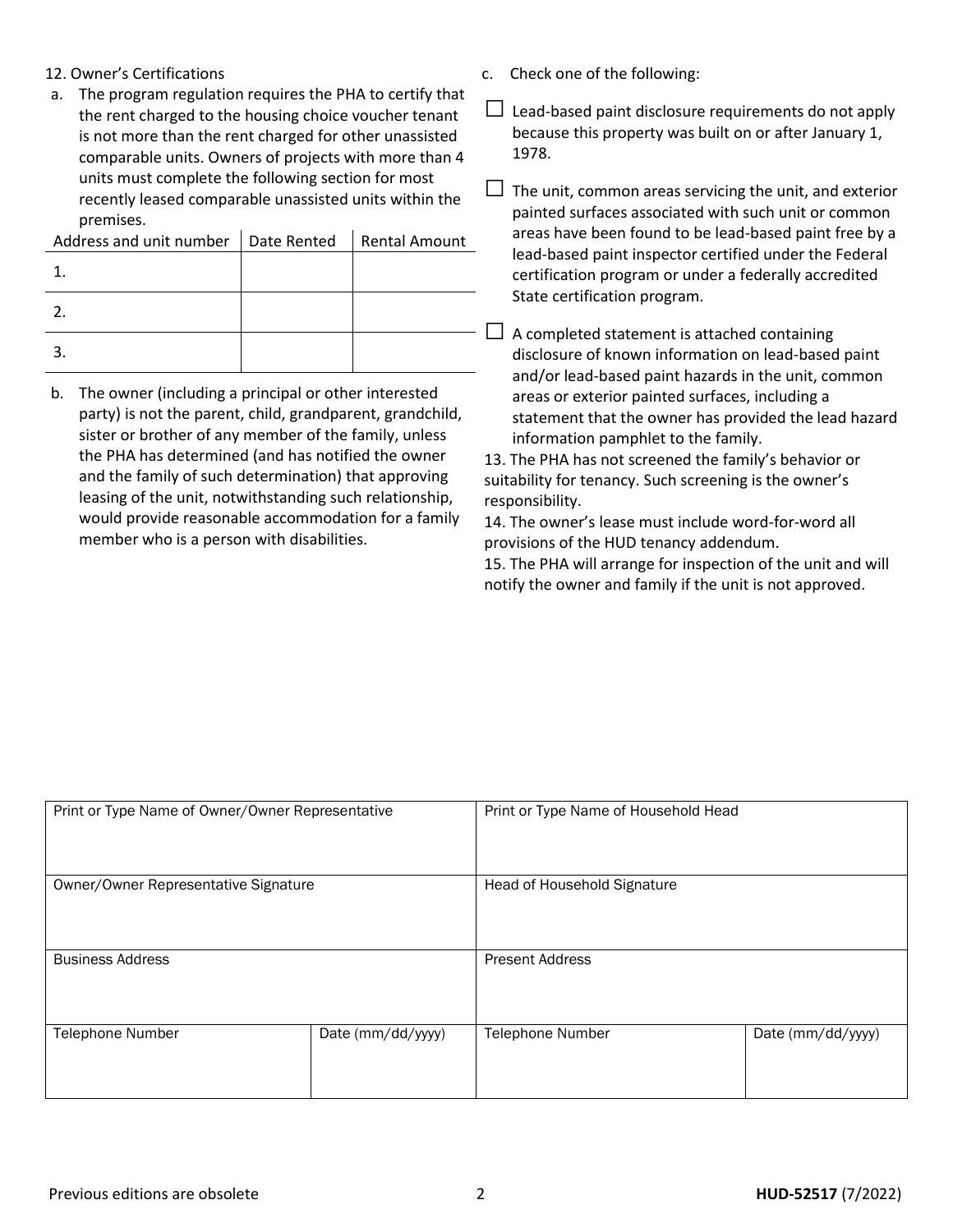12. Owner's Certifications

a. The program regulation requires the PHA to certify that the rent charged to the housing choice voucher tenant is not more than the rent charged for other unassisted comparable units. Owners of projects with more than 4 units must complete the following section for most recently leased comparable unassisted units within the premises.

| Address and unit number | Date Rented | Rental Amount |
|---|---|---|
| 1. | | |
| 2. | | |
| 3. | | |

b. The owner (including a principal or other interested party) is not the parent, child, grandparent, grandchild, sister or brother of any member of the family, unless the PHA has determined (and has notified the owner and the family of such determination) that approving leasing of the unit, notwithstanding such relationship, would provide reasonable accommodation for a family member who is a person with disabilities.

c. Check one of the following:

☐ Lead-based paint disclosure requirements do not apply because this property was built on or after January 1, 1978.

☐ The unit, common areas servicing the unit, and exterior painted surfaces associated with such unit or common areas have been found to be lead-based paint free by a lead-based paint inspector certified under the Federal certification program or under a federally accredited State certification program.

☐ A completed statement is attached containing disclosure of known information on lead-based paint and/or lead-based paint hazards in the unit, common areas or exterior painted surfaces, including a statement that the owner has provided the lead hazard information pamphlet to the family.

13. The PHA has not screened the family's behavior or suitability for tenancy. Such screening is the owner's responsibility.

14. The owner's lease must include word-for-word all provisions of the HUD tenancy addendum.

15. The PHA will arrange for inspection of the unit and will notify the owner and family if the unit is not approved.

| Print or Type Name of Owner/Owner Representative | | Print or Type Name of Household Head | |
|---|---|---|---|
| Owner/Owner Representative Signature | | Head of Household Signature | |
| Business Address | | Present Address | |
| Telephone Number | Date (mm/dd/yyyy) | Telephone Number | Date (mm/dd/yyyy) |

Previous editions are obsolete

**HUD-52517** (7/2022)